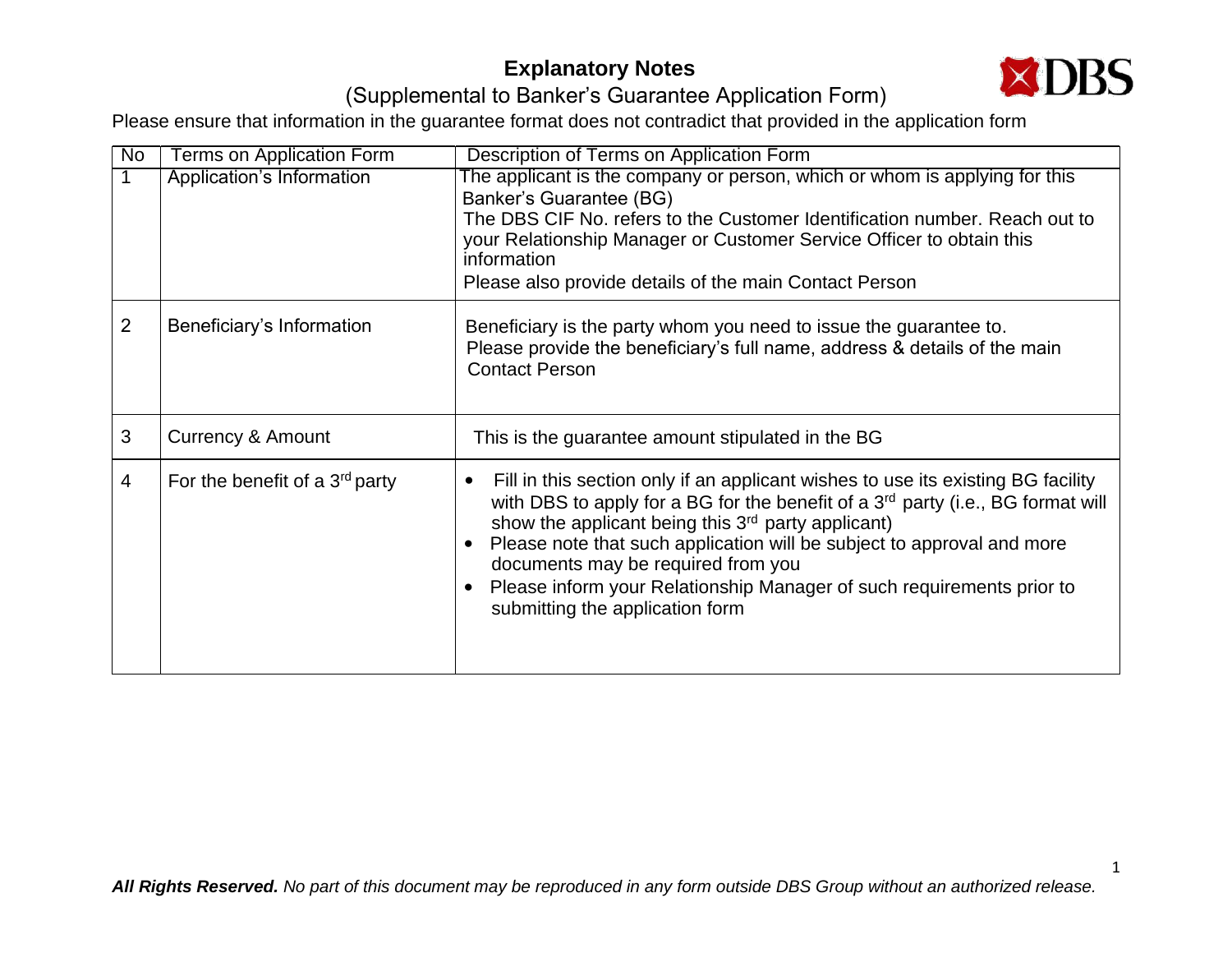# Explanatory Notes

## (Supplemental to Banker's Guarantee Application Form)

Please ensure that information in the guarantee format does not contradict that provided in the application form

| No | Terms on Application Form | Description of Terms on Application Form |
|---|---|---|
| 1 | Application's Information | The applicant is the company or person, which or whom is applying for this Banker's Guarantee (BG)<br>The DBS CIF No. refers to the Customer Identification number. Reach out to your Relationship Manager or Customer Service Officer to obtain this information<br>Please also provide details of the main Contact Person |
| 2 | Beneficiary's Information | Beneficiary is the party whom you need to issue the guarantee to.<br>Please provide the beneficiary's full name, address & details of the main Contact Person |
| 3 | Currency & Amount | This is the guarantee amount stipulated in the BG |
| 4 | For the benefit of a 3rd party | • Fill in this section only if an applicant wishes to use its existing BG facility with DBS to apply for a BG for the benefit of a 3rd party (i.e., BG format will show the applicant being this 3rd party applicant)<br>• Please note that such application will be subject to approval and more documents may be required from you<br>• Please inform your Relationship Manager of such requirements prior to submitting the application form |

***All Rights Reserved.*** *No part of this document may be reproduced in any form outside DBS Group without an authorized release.*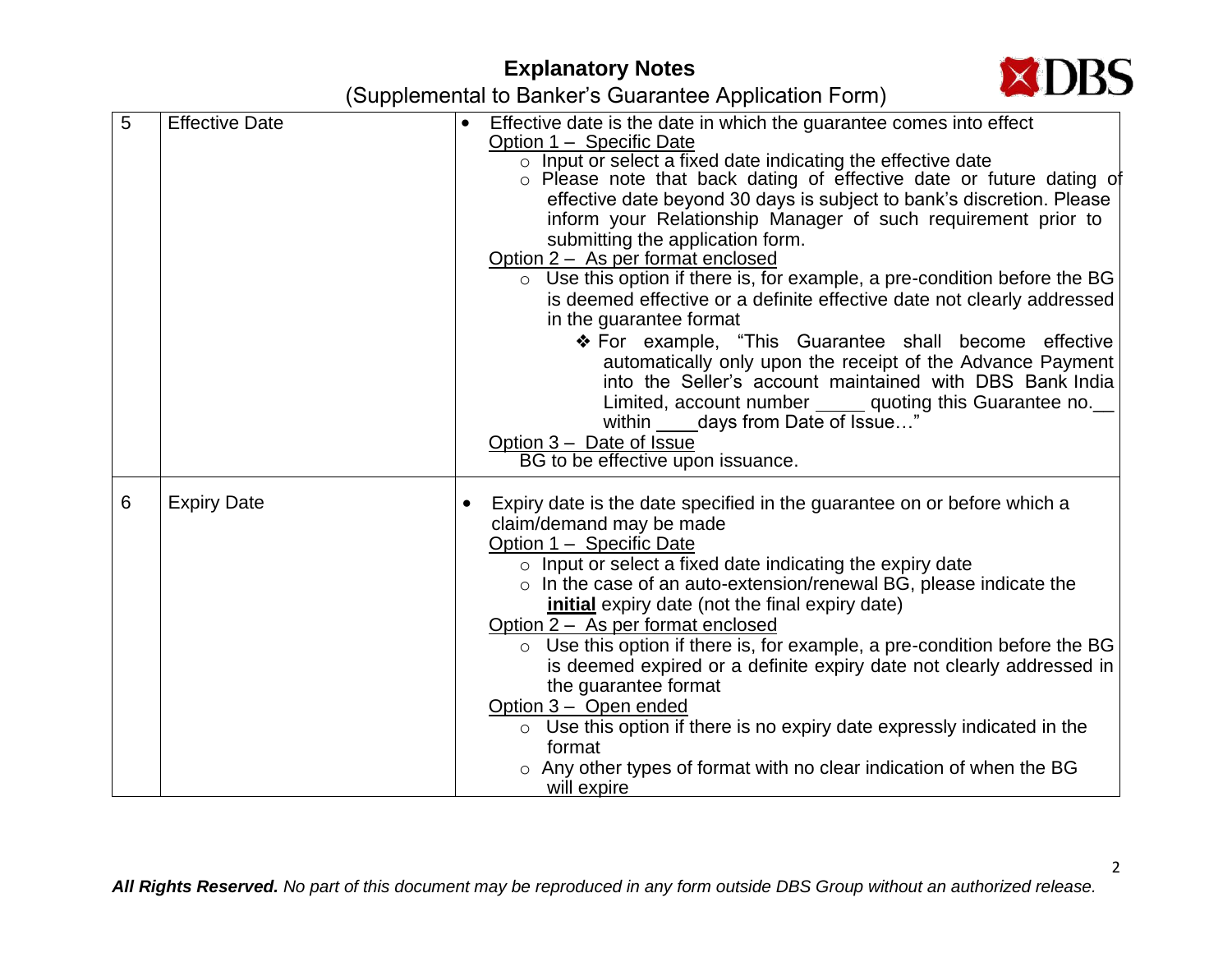# Explanatory Notes

(Supplemental to Banker's Guarantee Application Form)

| | | |
|---|---|---|
| 5 | Effective Date | • Effective date is the date in which the guarantee comes into effect<br>Option 1 – Specific Date<br>○ Input or select a fixed date indicating the effective date<br>○ Please note that back dating of effective date or future dating of effective date beyond 30 days is subject to bank's discretion. Please inform your Relationship Manager of such requirement prior to submitting the application form.<br>Option 2 – As per format enclosed<br>○ Use this option if there is, for example, a pre-condition before the BG is deemed effective or a definite effective date not clearly addressed in the guarantee format<br>❖ For example, "This Guarantee shall become effective automatically only upon the receipt of the Advance Payment into the Seller's account maintained with DBS Bank India Limited, account number _____ quoting this Guarantee no.__ within ____days from Date of Issue…"<br>Option 3 – Date of Issue<br>BG to be effective upon issuance. |
| 6 | Expiry Date | • Expiry date is the date specified in the guarantee on or before which a claim/demand may be made<br>Option 1 – Specific Date<br>○ Input or select a fixed date indicating the expiry date<br>○ In the case of an auto-extension/renewal BG, please indicate the **initial** expiry date (not the final expiry date)<br>Option 2 – As per format enclosed<br>○ Use this option if there is, for example, a pre-condition before the BG is deemed expired or a definite expiry date not clearly addressed in the guarantee format<br>Option 3 – Open ended<br>○ Use this option if there is no expiry date expressly indicated in the format<br>○ Any other types of format with no clear indication of when the BG will expire |

***All Rights Reserved.*** *No part of this document may be reproduced in any form outside DBS Group without an authorized release.*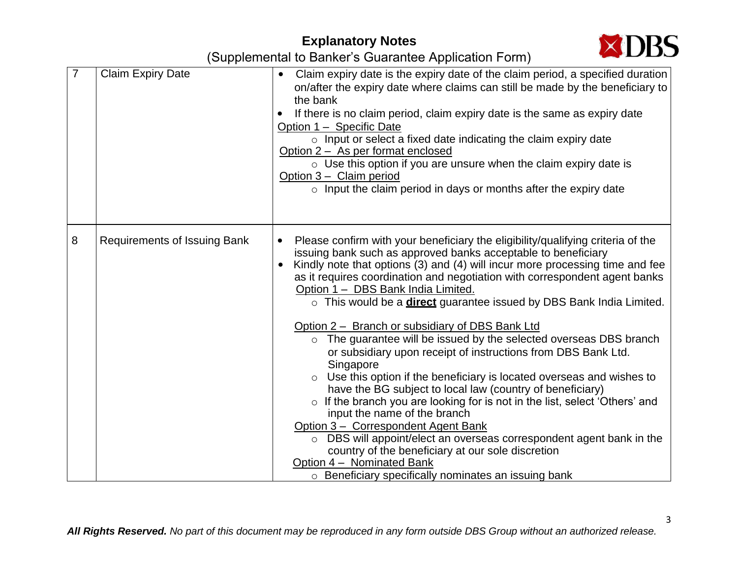# Explanatory Notes

(Supplemental to Banker's Guarantee Application Form)

| | | |
|---|---|---|
| 7 | Claim Expiry Date | • Claim expiry date is the expiry date of the claim period, a specified duration on/after the expiry date where claims can still be made by the beneficiary to the bank<br>• If there is no claim period, claim expiry date is the same as expiry date<br><u>Option 1 – Specific Date</u><br>○ Input or select a fixed date indicating the claim expiry date<br><u>Option 2 – As per format enclosed</u><br>○ Use this option if you are unsure when the claim expiry date is<br><u>Option 3 – Claim period</u><br>○ Input the claim period in days or months after the expiry date |
| 8 | Requirements of Issuing Bank | • Please confirm with your beneficiary the eligibility/qualifying criteria of the issuing bank such as approved banks acceptable to beneficiary<br>• Kindly note that options (3) and (4) will incur more processing time and fee as it requires coordination and negotiation with correspondent agent banks<br><u>Option 1 – DBS Bank India Limited.</u><br>○ This would be a <u>**direct**</u> guarantee issued by DBS Bank India Limited.<br><u>Option 2 – Branch or subsidiary of DBS Bank Ltd</u><br>○ The guarantee will be issued by the selected overseas DBS branch or subsidiary upon receipt of instructions from DBS Bank Ltd. Singapore<br>○ Use this option if the beneficiary is located overseas and wishes to have the BG subject to local law (country of beneficiary)<br>○ If the branch you are looking for is not in the list, select 'Others' and input the name of the branch<br><u>Option 3 – Correspondent Agent Bank</u><br>○ DBS will appoint/elect an overseas correspondent agent bank in the country of the beneficiary at our sole discretion<br><u>Option 4 – Nominated Bank</u><br>○ Beneficiary specifically nominates an issuing bank |

***All Rights Reserved.*** *No part of this document may be reproduced in any form outside DBS Group without an authorized release.*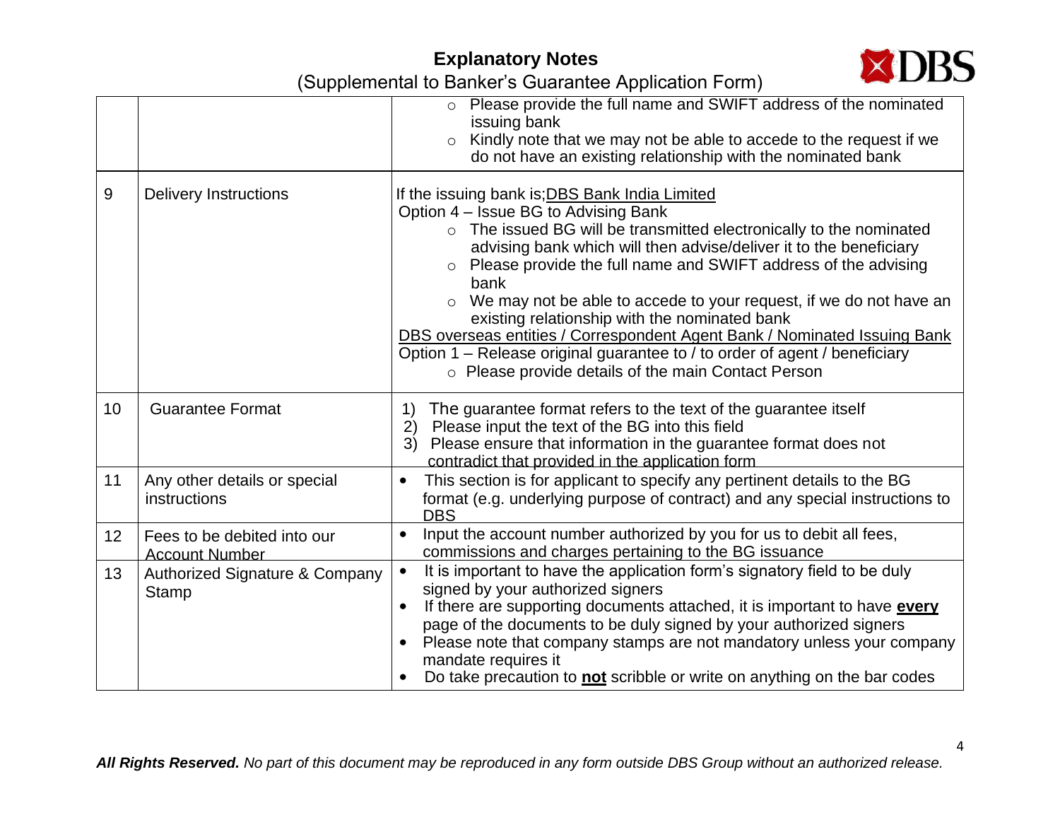# Explanatory Notes

(Supplemental to Banker's Guarantee Application Form)

| | | |
|---|---|---|
| | | ○ Please provide the full name and SWIFT address of the nominated issuing bank<br>○ Kindly note that we may not be able to accede to the request if we do not have an existing relationship with the nominated bank |
| 9 | Delivery Instructions | If the issuing bank is;DBS Bank India Limited<br>Option 4 – Issue BG to Advising Bank<br>○ The issued BG will be transmitted electronically to the nominated advising bank which will then advise/deliver it to the beneficiary<br>○ Please provide the full name and SWIFT address of the advising bank<br>○ We may not be able to accede to your request, if we do not have an existing relationship with the nominated bank<br>DBS overseas entities / Correspondent Agent Bank / Nominated Issuing Bank<br>Option 1 – Release original guarantee to / to order of agent / beneficiary<br>○ Please provide details of the main Contact Person |
| 10 | Guarantee Format | 1) The guarantee format refers to the text of the guarantee itself<br>2) Please input the text of the BG into this field<br>3) Please ensure that information in the guarantee format does not contradict that provided in the application form |
| 11 | Any other details or special instructions | • This section is for applicant to specify any pertinent details to the BG format (e.g. underlying purpose of contract) and any special instructions to DBS |
| 12 | Fees to be debited into our Account Number | • Input the account number authorized by you for us to debit all fees, commissions and charges pertaining to the BG issuance |
| 13 | Authorized Signature & Company Stamp | • It is important to have the application form's signatory field to be duly signed by your authorized signers<br>• If there are supporting documents attached, it is important to have **every** page of the documents to be duly signed by your authorized signers<br>• Please note that company stamps are not mandatory unless your company mandate requires it<br>• Do take precaution to **not** scribble or write on anything on the bar codes |

***All Rights Reserved.*** *No part of this document may be reproduced in any form outside DBS Group without an authorized release.*